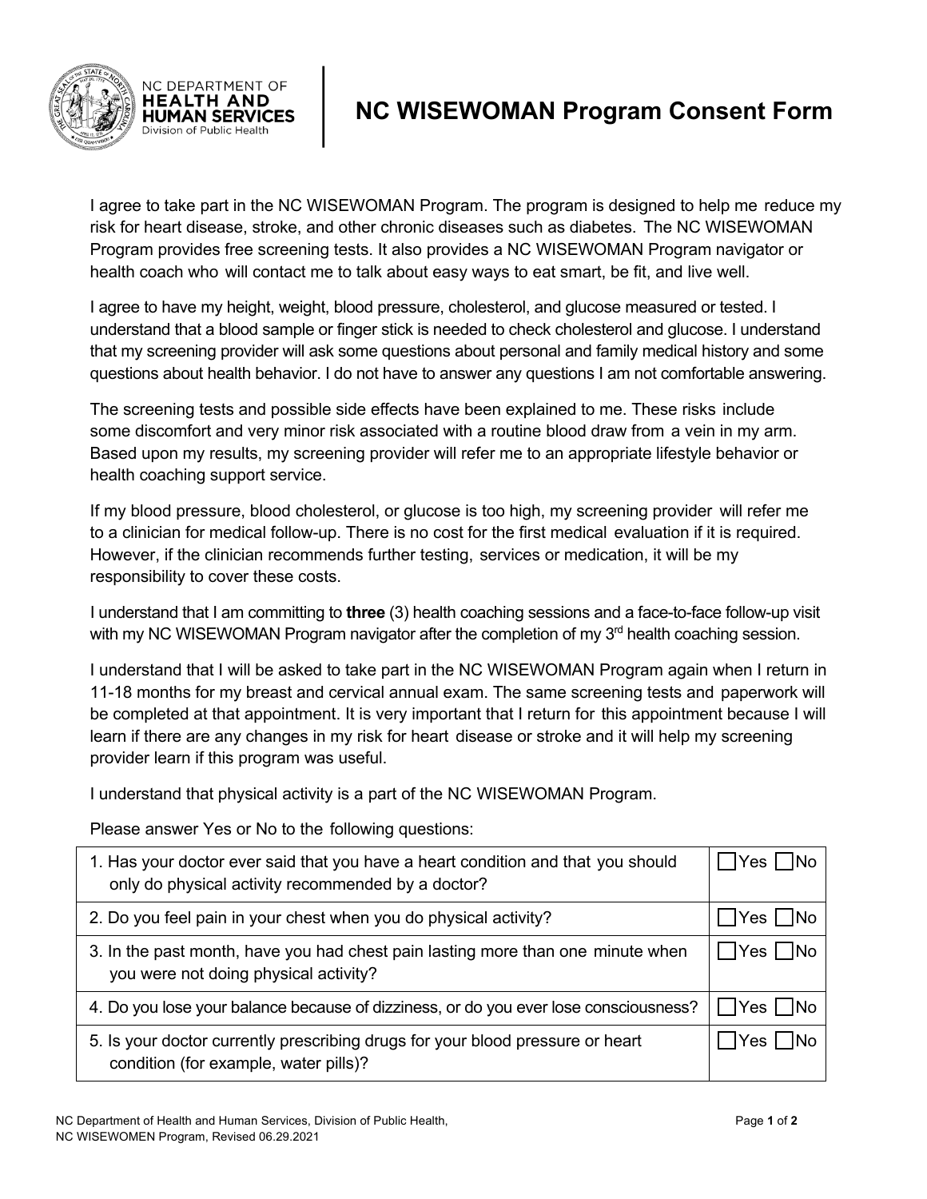NC DEPARTMENT OF **HEALTH AND HUMAN SERVICES** Division of Public Health

# NC WISEWOMAN Program Consent Form

I agree to take part in the NC WISEWOMAN Program. The program is designed to help me reduce my risk for heart disease, stroke, and other chronic diseases such as diabetes. The NC WISEWOMAN Program provides free screening tests. It also provides a NC WISEWOMAN Program navigator or health coach who will contact me to talk about easy ways to eat smart, be fit, and live well.

I agree to have my height, weight, blood pressure, cholesterol, and glucose measured or tested. I understand that a blood sample or finger stick is needed to check cholesterol and glucose. I understand that my screening provider will ask some questions about personal and family medical history and some questions about health behavior. I do not have to answer any questions I am not comfortable answering.

The screening tests and possible side effects have been explained to me. These risks include some discomfort and very minor risk associated with a routine blood draw from a vein in my arm. Based upon my results, my screening provider will refer me to an appropriate lifestyle behavior or health coaching support service.

If my blood pressure, blood cholesterol, or glucose is too high, my screening provider will refer me to a clinician for medical follow-up. There is no cost for the first medical evaluation if it is required. However, if the clinician recommends further testing, services or medication, it will be my responsibility to cover these costs.

I understand that I am committing to **three** (3) health coaching sessions and a face-to-face follow-up visit with my NC WISEWOMAN Program navigator after the completion of my 3rd health coaching session.

I understand that I will be asked to take part in the NC WISEWOMAN Program again when I return in 11-18 months for my breast and cervical annual exam. The same screening tests and paperwork will be completed at that appointment. It is very important that I return for this appointment because I will learn if there are any changes in my risk for heart disease or stroke and it will help my screening provider learn if this program was useful.

I understand that physical activity is a part of the NC WISEWOMAN Program.

Please answer Yes or No to the following questions:

| Question | Answer |
|---|---|
| 1. Has your doctor ever said that you have a heart condition and that you should only do physical activity recommended by a doctor? | ☐ Yes ☐ No |
| 2. Do you feel pain in your chest when you do physical activity? | ☐ Yes ☐ No |
| 3. In the past month, have you had chest pain lasting more than one minute when you were not doing physical activity? | ☐ Yes ☐ No |
| 4. Do you lose your balance because of dizziness, or do you ever lose consciousness? | ☐ Yes ☐ No |
| 5. Is your doctor currently prescribing drugs for your blood pressure or heart condition (for example, water pills)? | ☐ Yes ☐ No |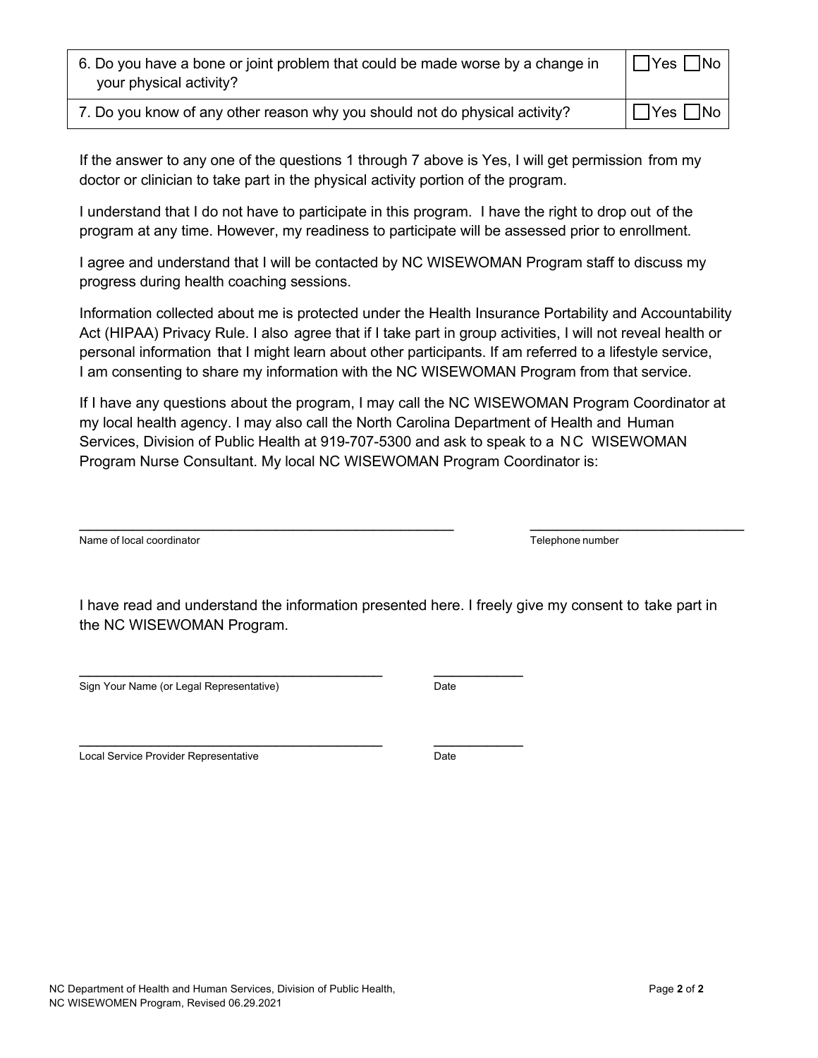| | |
|---|---|
| 6. Do you have a bone or joint problem that could be made worse by a change in your physical activity? | ☐Yes ☐No |
| 7. Do you know of any other reason why you should not do physical activity? | ☐Yes ☐No |

If the answer to any one of the questions 1 through 7 above is Yes, I will get permission from my doctor or clinician to take part in the physical activity portion of the program.

I understand that I do not have to participate in this program. I have the right to drop out of the program at any time. However, my readiness to participate will be assessed prior to enrollment.

I agree and understand that I will be contacted by NC WISEWOMAN Program staff to discuss my progress during health coaching sessions.

Information collected about me is protected under the Health Insurance Portability and Accountability Act (HIPAA) Privacy Rule. I also agree that if I take part in group activities, I will not reveal health or personal information that I might learn about other participants. If am referred to a lifestyle service, I am consenting to share my information with the NC WISEWOMAN Program from that service.

If I have any questions about the program, I may call the NC WISEWOMAN Program Coordinator at my local health agency. I may also call the North Carolina Department of Health and Human Services, Division of Public Health at 919-707-5300 and ask to speak to a NC WISEWOMAN Program Nurse Consultant. My local NC WISEWOMAN Program Coordinator is:

\_\_\_\_\_\_\_\_\_\_\_\_\_\_\_\_\_\_\_\_\_\_\_\_\_\_\_\_\_\_\_\_\_\_\_\_\_\_\_\_\_\_\_\_\_\_\_\_ \_\_\_\_\_\_\_\_\_\_\_\_\_\_\_\_\_\_\_\_\_\_\_\_\_\_\_\_\_\_
Name of local coordinator Telephone number

I have read and understand the information presented here. I freely give my consent to take part in the NC WISEWOMAN Program.

\_\_\_\_\_\_\_\_\_\_\_\_\_\_\_\_\_\_\_\_\_\_\_\_\_\_\_\_\_\_\_\_\_\_\_\_\_\_\_\_ \_\_\_\_\_\_\_\_\_\_\_\_
Sign Your Name (or Legal Representative) Date

\_\_\_\_\_\_\_\_\_\_\_\_\_\_\_\_\_\_\_\_\_\_\_\_\_\_\_\_\_\_\_\_\_\_\_\_\_\_\_\_ \_\_\_\_\_\_\_\_\_\_\_\_
Local Service Provider Representative Date

NC Department of Health and Human Services, Division of Public Health,
NC WISEWOMEN Program, Revised 06.29.2021